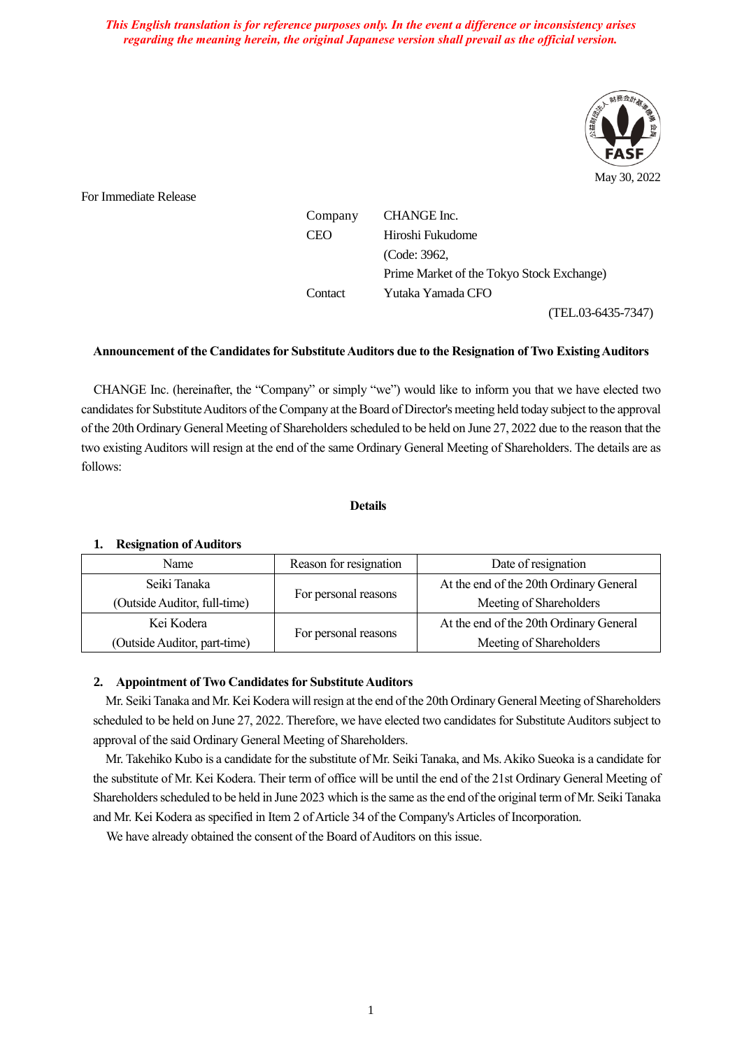*This English translation is for reference purposes only. In the event a difference or inconsistency arises regarding the meaning herein, the original Japanese version shall prevail as the official version.*

May 30, 2022

For Immediate Release

Company CHANGE Inc.
CEO Hiroshi Fukudome
(Code: 3962,
Prime Market of the Tokyo Stock Exchange)
Contact Yutaka Yamada CFO
(TEL.03-6435-7347)

**Announcement of the Candidates for Substitute Auditors due to the Resignation of Two Existing Auditors**

CHANGE Inc. (hereinafter, the "Company" or simply "we") would like to inform you that we have elected two candidates for Substitute Auditors of the Company at the Board of Director's meeting held today subject to the approval of the 20th Ordinary General Meeting of Shareholders scheduled to be held on June 27, 2022 due to the reason that the two existing Auditors will resign at the end of the same Ordinary General Meeting of Shareholders. The details are as follows:

**Details**

**1. Resignation of Auditors**

| Name | Reason for resignation | Date of resignation |
|---|---|---|
| Seiki Tanaka (Outside Auditor, full-time) | For personal reasons | At the end of the 20th Ordinary General Meeting of Shareholders |
| Kei Kodera (Outside Auditor, part-time) | For personal reasons | At the end of the 20th Ordinary General Meeting of Shareholders |

**2. Appointment of Two Candidates for Substitute Auditors**

Mr. Seiki Tanaka and Mr. Kei Kodera will resign at the end of the 20th Ordinary General Meeting of Shareholders scheduled to be held on June 27, 2022. Therefore, we have elected two candidates for Substitute Auditors subject to approval of the said Ordinary General Meeting of Shareholders.

Mr. Takehiko Kubo is a candidate for the substitute of Mr. Seiki Tanaka, and Ms. Akiko Sueoka is a candidate for the substitute of Mr. Kei Kodera. Their term of office will be until the end of the 21st Ordinary General Meeting of Shareholders scheduled to be held in June 2023 which is the same as the end of the original term of Mr. Seiki Tanaka and Mr. Kei Kodera as specified in Item 2 of Article 34 of the Company's Articles of Incorporation.

We have already obtained the consent of the Board of Auditors on this issue.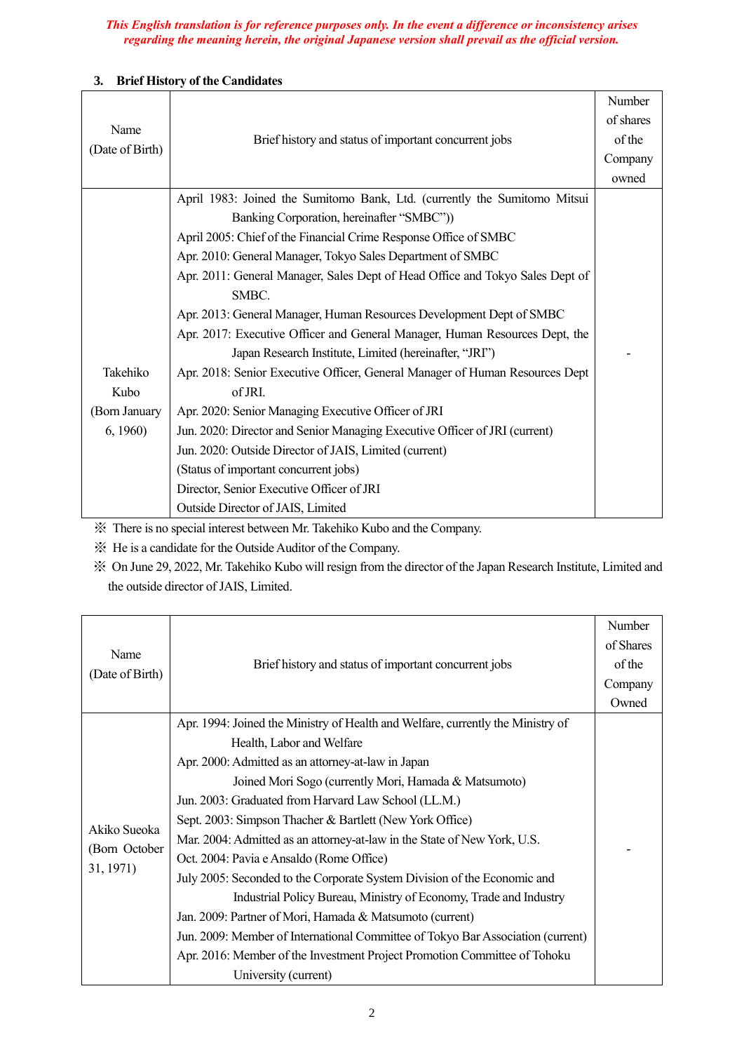*This English translation is for reference purposes only. In the event a difference or inconsistency arises regarding the meaning herein, the original Japanese version shall prevail as the official version.*

### 3. Brief History of the Candidates

| Name (Date of Birth) | Brief history and status of important concurrent jobs | Number of shares of the Company owned |
|---|---|---|
| Takehiko Kubo (Born January 6, 1960) | April 1983: Joined the Sumitomo Bank, Ltd. (currently the Sumitomo Mitsui Banking Corporation, hereinafter "SMBC"))<br>April 2005: Chief of the Financial Crime Response Office of SMBC<br>Apr. 2010: General Manager, Tokyo Sales Department of SMBC<br>Apr. 2011: General Manager, Sales Dept of Head Office and Tokyo Sales Dept of SMBC.<br>Apr. 2013: General Manager, Human Resources Development Dept of SMBC<br>Apr. 2017: Executive Officer and General Manager, Human Resources Dept, the Japan Research Institute, Limited (hereinafter, "JRI")<br>Apr. 2018: Senior Executive Officer, General Manager of Human Resources Dept of JRI.<br>Apr. 2020: Senior Managing Executive Officer of JRI<br>Jun. 2020: Director and Senior Managing Executive Officer of JRI (current)<br>Jun. 2020: Outside Director of JAIS, Limited (current)<br>(Status of important concurrent jobs)<br>Director, Senior Executive Officer of JRI<br>Outside Director of JAIS, Limited | - |

※ There is no special interest between Mr. Takehiko Kubo and the Company.

※ He is a candidate for the Outside Auditor of the Company.

※ On June 29, 2022, Mr. Takehiko Kubo will resign from the director of the Japan Research Institute, Limited and the outside director of JAIS, Limited.

| Name (Date of Birth) | Brief history and status of important concurrent jobs | Number of Shares of the Company Owned |
|---|---|---|
| Akiko Sueoka (Born October 31, 1971) | Apr. 1994: Joined the Ministry of Health and Welfare, currently the Ministry of Health, Labor and Welfare<br>Apr. 2000: Admitted as an attorney-at-law in Japan<br>Joined Mori Sogo (currently Mori, Hamada & Matsumoto)<br>Jun. 2003: Graduated from Harvard Law School (LL.M.)<br>Sept. 2003: Simpson Thacher & Bartlett (New York Office)<br>Mar. 2004: Admitted as an attorney-at-law in the State of New York, U.S.<br>Oct. 2004: Pavia e Ansaldo (Rome Office)<br>July 2005: Seconded to the Corporate System Division of the Economic and Industrial Policy Bureau, Ministry of Economy, Trade and Industry<br>Jan. 2009: Partner of Mori, Hamada & Matsumoto (current)<br>Jun. 2009: Member of International Committee of Tokyo Bar Association (current)<br>Apr. 2016: Member of the Investment Project Promotion Committee of Tohoku University (current) | - |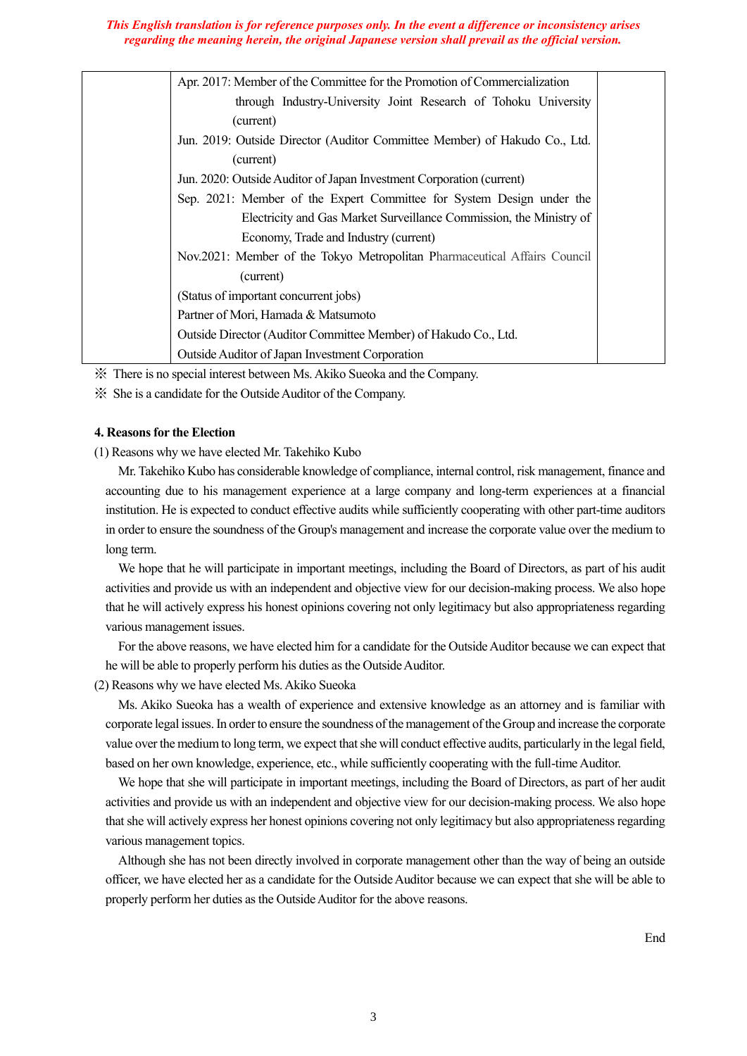*This English translation is for reference purposes only. In the event a difference or inconsistency arises regarding the meaning herein, the original Japanese version shall prevail as the official version.*

| | | |
|---|---|---|
| | Apr. 2017: Member of the Committee for the Promotion of Commercialization through Industry-University Joint Research of Tohoku University (current)<br>Jun. 2019: Outside Director (Auditor Committee Member) of Hakudo Co., Ltd. (current)<br>Jun. 2020: Outside Auditor of Japan Investment Corporation (current)<br>Sep. 2021: Member of the Expert Committee for System Design under the Electricity and Gas Market Surveillance Commission, the Ministry of Economy, Trade and Industry (current)<br>Nov.2021: Member of the Tokyo Metropolitan Pharmaceutical Affairs Council (current)<br>(Status of important concurrent jobs)<br>Partner of Mori, Hamada & Matsumoto<br>Outside Director (Auditor Committee Member) of Hakudo Co., Ltd.<br>Outside Auditor of Japan Investment Corporation | |

※ There is no special interest between Ms. Akiko Sueoka and the Company.

※ She is a candidate for the Outside Auditor of the Company.

**4. Reasons for the Election**

(1) Reasons why we have elected Mr. Takehiko Kubo

Mr. Takehiko Kubo has considerable knowledge of compliance, internal control, risk management, finance and accounting due to his management experience at a large company and long-term experiences at a financial institution. He is expected to conduct effective audits while sufficiently cooperating with other part-time auditors in order to ensure the soundness of the Group's management and increase the corporate value over the medium to long term.

We hope that he will participate in important meetings, including the Board of Directors, as part of his audit activities and provide us with an independent and objective view for our decision-making process. We also hope that he will actively express his honest opinions covering not only legitimacy but also appropriateness regarding various management issues.

For the above reasons, we have elected him for a candidate for the Outside Auditor because we can expect that he will be able to properly perform his duties as the Outside Auditor.

(2) Reasons why we have elected Ms. Akiko Sueoka

Ms. Akiko Sueoka has a wealth of experience and extensive knowledge as an attorney and is familiar with corporate legal issues. In order to ensure the soundness of the management of the Group and increase the corporate value over the medium to long term, we expect that she will conduct effective audits, particularly in the legal field, based on her own knowledge, experience, etc., while sufficiently cooperating with the full-time Auditor.

We hope that she will participate in important meetings, including the Board of Directors, as part of her audit activities and provide us with an independent and objective view for our decision-making process. We also hope that she will actively express her honest opinions covering not only legitimacy but also appropriateness regarding various management topics.

Although she has not been directly involved in corporate management other than the way of being an outside officer, we have elected her as a candidate for the Outside Auditor because we can expect that she will be able to properly perform her duties as the Outside Auditor for the above reasons.

End